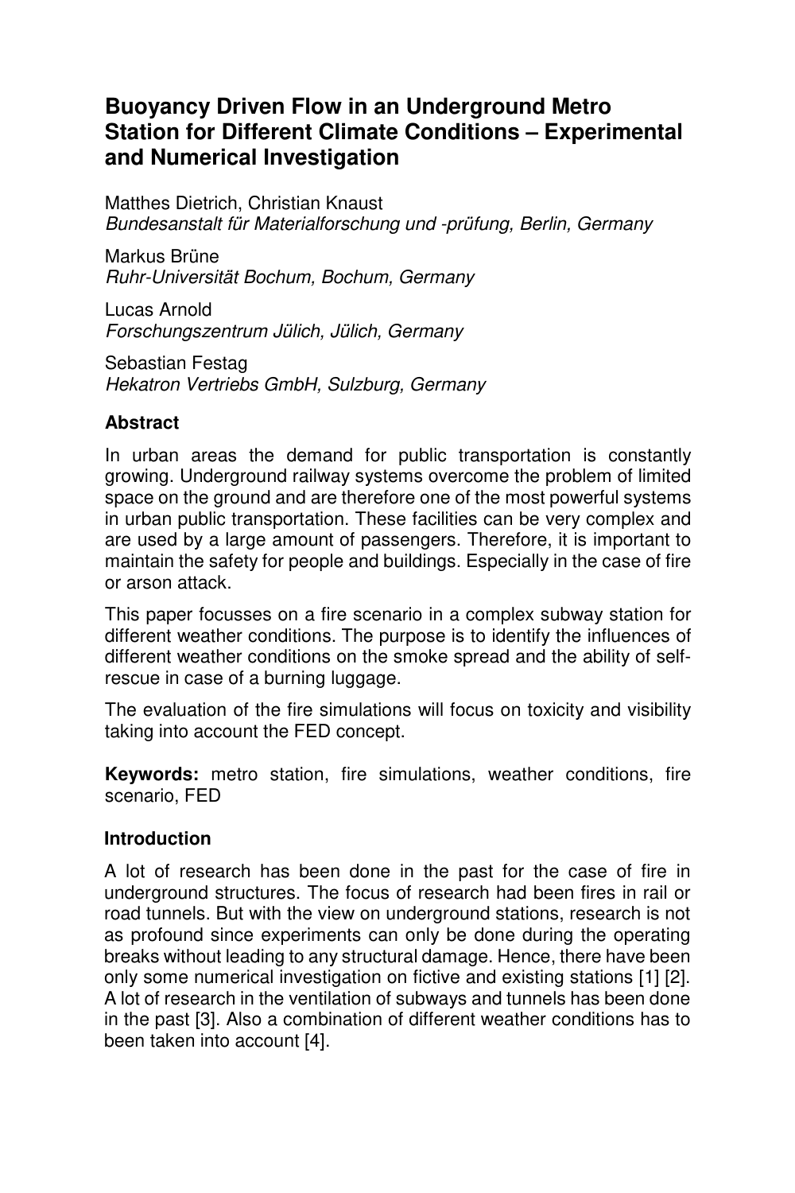# Buoyancy Driven Flow in an Underground Metro Station for Different Climate Conditions – Experimental and Numerical Investigation

Matthes Dietrich, Christian Knaust
*Bundesanstalt für Materialforschung und -prüfung, Berlin, Germany*

Markus Brüne
*Ruhr-Universität Bochum, Bochum, Germany*

Lucas Arnold
*Forschungszentrum Jülich, Jülich, Germany*

Sebastian Festag
*Hekatron Vertriebs GmbH, Sulzburg, Germany*

## Abstract

In urban areas the demand for public transportation is constantly growing. Underground railway systems overcome the problem of limited space on the ground and are therefore one of the most powerful systems in urban public transportation. These facilities can be very complex and are used by a large amount of passengers. Therefore, it is important to maintain the safety for people and buildings. Especially in the case of fire or arson attack.

This paper focusses on a fire scenario in a complex subway station for different weather conditions. The purpose is to identify the influences of different weather conditions on the smoke spread and the ability of self-rescue in case of a burning luggage.

The evaluation of the fire simulations will focus on toxicity and visibility taking into account the FED concept.

**Keywords:** metro station, fire simulations, weather conditions, fire scenario, FED

## Introduction

A lot of research has been done in the past for the case of fire in underground structures. The focus of research had been fires in rail or road tunnels. But with the view on underground stations, research is not as profound since experiments can only be done during the operating breaks without leading to any structural damage. Hence, there have been only some numerical investigation on fictive and existing stations [1] [2]. A lot of research in the ventilation of subways and tunnels has been done in the past [3]. Also a combination of different weather conditions has to been taken into account [4].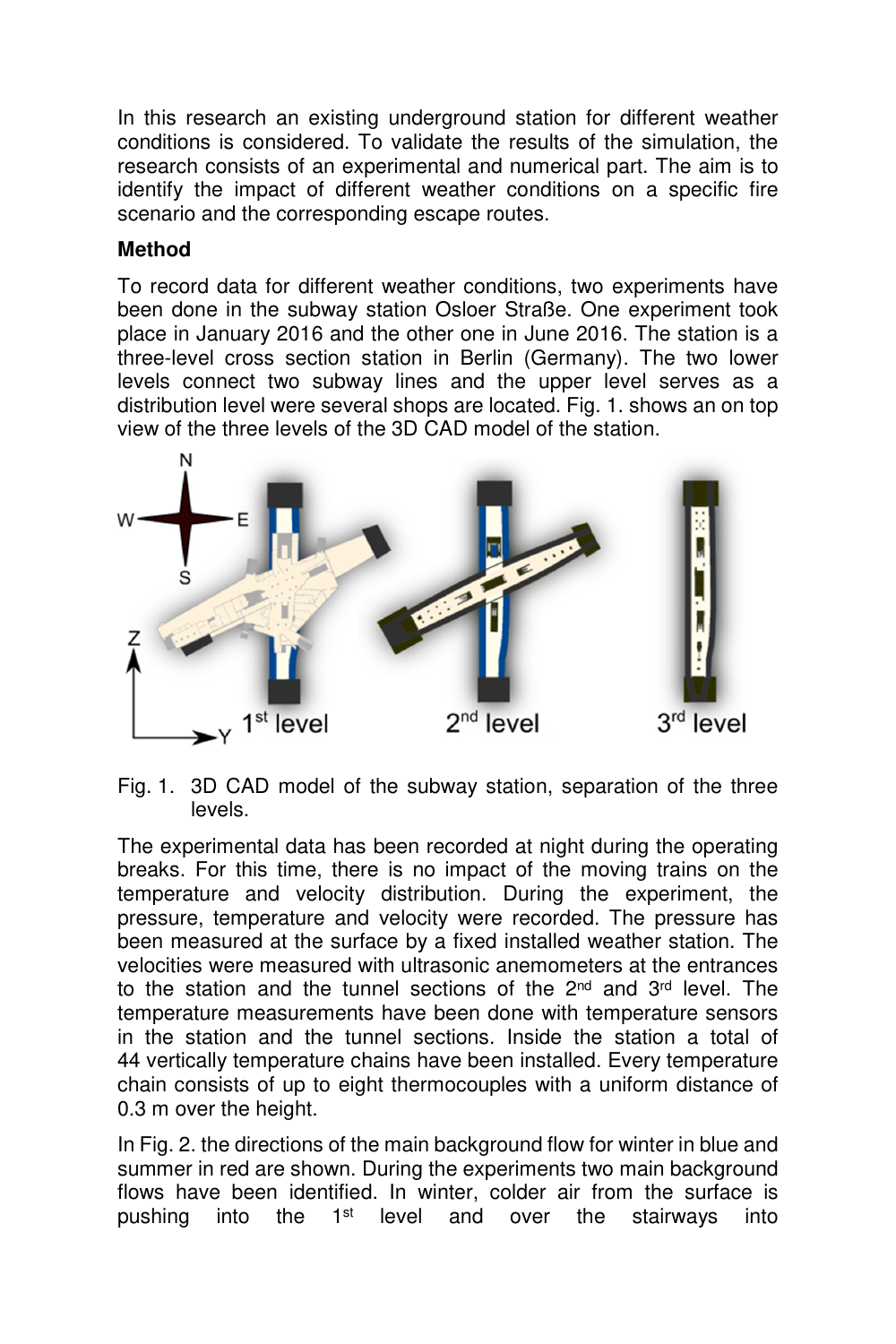In this research an existing underground station for different weather conditions is considered. To validate the results of the simulation, the research consists of an experimental and numerical part. The aim is to identify the impact of different weather conditions on a specific fire scenario and the corresponding escape routes.

**Method**

To record data for different weather conditions, two experiments have been done in the subway station Osloer Straße. One experiment took place in January 2016 and the other one in June 2016. The station is a three-level cross section station in Berlin (Germany). The two lower levels connect two subway lines and the upper level serves as a distribution level were several shops are located. Fig. 1. shows an on top view of the three levels of the 3D CAD model of the station.

Fig. 1. 3D CAD model of the subway station, separation of the three levels.

The experimental data has been recorded at night during the operating breaks. For this time, there is no impact of the moving trains on the temperature and velocity distribution. During the experiment, the pressure, temperature and velocity were recorded. The pressure has been measured at the surface by a fixed installed weather station. The velocities were measured with ultrasonic anemometers at the entrances to the station and the tunnel sections of the 2nd and 3rd level. The temperature measurements have been done with temperature sensors in the station and the tunnel sections. Inside the station a total of 44 vertically temperature chains have been installed. Every temperature chain consists of up to eight thermocouples with a uniform distance of 0.3 m over the height.

In Fig. 2. the directions of the main background flow for winter in blue and summer in red are shown. During the experiments two main background flows have been identified. In winter, colder air from the surface is pushing into the 1st level and over the stairways into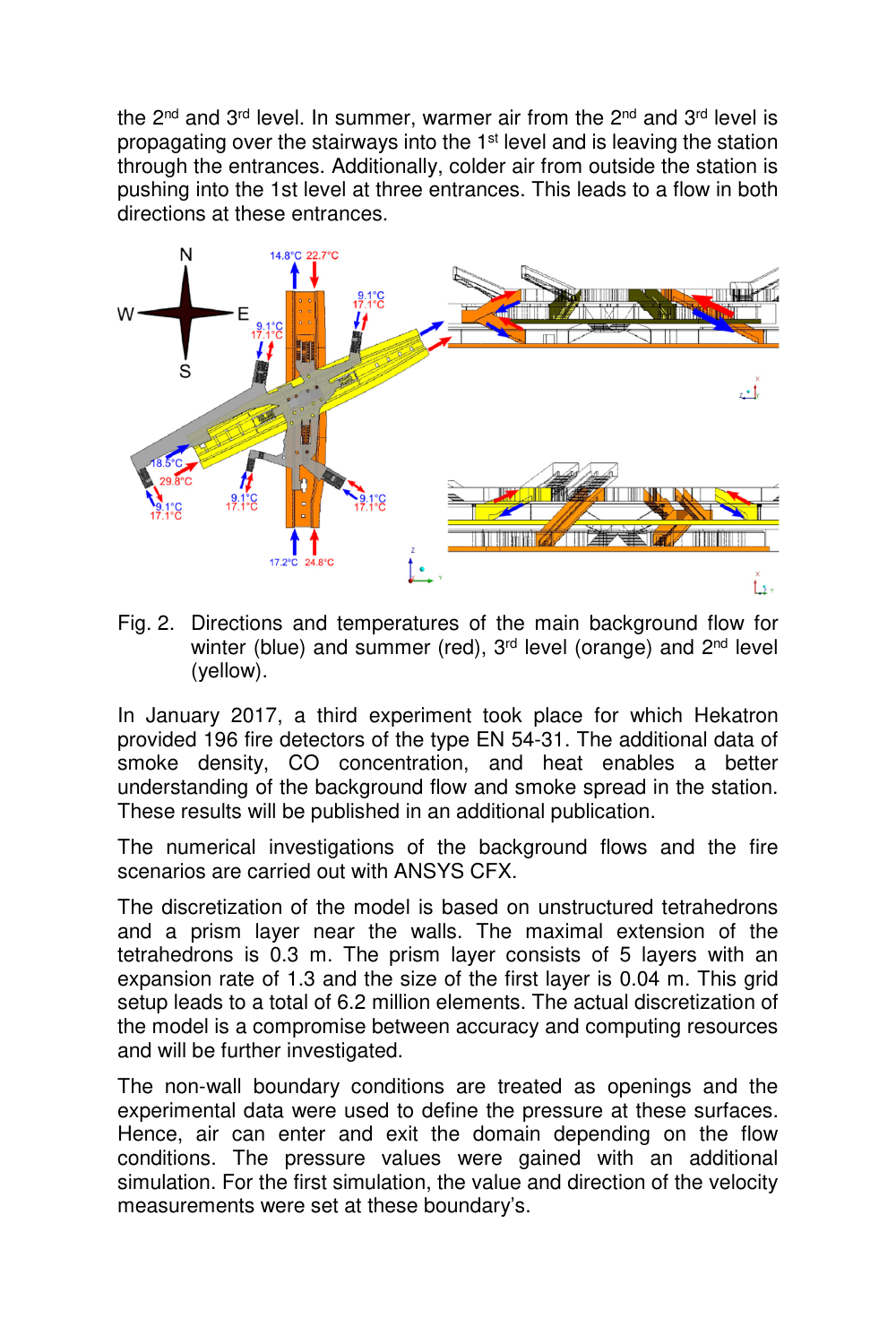the 2nd and 3rd level. In summer, warmer air from the 2nd and 3rd level is propagating over the stairways into the 1st level and is leaving the station through the entrances. Additionally, colder air from outside the station is pushing into the 1st level at three entrances. This leads to a flow in both directions at these entrances.

Fig. 2. Directions and temperatures of the main background flow for winter (blue) and summer (red), 3rd level (orange) and 2nd level (yellow).

In January 2017, a third experiment took place for which Hekatron provided 196 fire detectors of the type EN 54-31. The additional data of smoke density, CO concentration, and heat enables a better understanding of the background flow and smoke spread in the station. These results will be published in an additional publication.

The numerical investigations of the background flows and the fire scenarios are carried out with ANSYS CFX.

The discretization of the model is based on unstructured tetrahedrons and a prism layer near the walls. The maximal extension of the tetrahedrons is 0.3 m. The prism layer consists of 5 layers with an expansion rate of 1.3 and the size of the first layer is 0.04 m. This grid setup leads to a total of 6.2 million elements. The actual discretization of the model is a compromise between accuracy and computing resources and will be further investigated.

The non-wall boundary conditions are treated as openings and the experimental data were used to define the pressure at these surfaces. Hence, air can enter and exit the domain depending on the flow conditions. The pressure values were gained with an additional simulation. For the first simulation, the value and direction of the velocity measurements were set at these boundary's.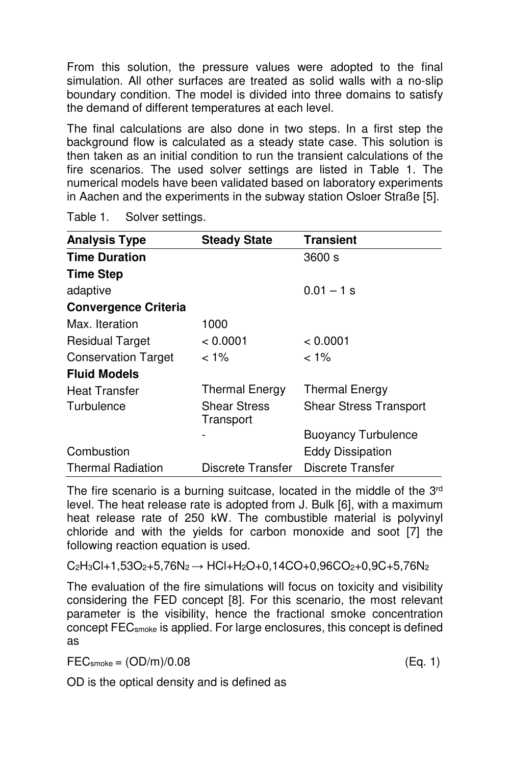From this solution, the pressure values were adopted to the final simulation. All other surfaces are treated as solid walls with a no-slip boundary condition. The model is divided into three domains to satisfy the demand of different temperatures at each level.

The final calculations are also done in two steps. In a first step the background flow is calculated as a steady state case. This solution is then taken as an initial condition to run the transient calculations of the fire scenarios. The used solver settings are listed in Table 1. The numerical models have been validated based on laboratory experiments in Aachen and the experiments in the subway station Osloer Straße [5].

Table 1. Solver settings.

| **Analysis Type** | **Steady State** | **Transient** |
|---|---|---|
| **Time Duration** | | 3600 s |
| **Time Step** | | |
| adaptive | | 0.01 – 1 s |
| **Convergence Criteria** | | |
| Max. Iteration | 1000 | |
| Residual Target | < 0.0001 | < 0.0001 |
| Conservation Target | < 1% | < 1% |
| **Fluid Models** | | |
| Heat Transfer | Thermal Energy | Thermal Energy |
| Turbulence | Shear Stress Transport | Shear Stress Transport |
| | - | Buoyancy Turbulence |
| Combustion | | Eddy Dissipation |
| Thermal Radiation | Discrete Transfer | Discrete Transfer |

The fire scenario is a burning suitcase, located in the middle of the 3rd level. The heat release rate is adopted from J. Bulk [6], with a maximum heat release rate of 250 kW. The combustible material is polyvinyl chloride and with the yields for carbon monoxide and soot [7] the following reaction equation is used.

$$C_2H_3Cl + 1{,}53O_2 + 5{,}76N_2 \rightarrow HCl + H_2O + 0{,}14CO + 0{,}96CO_2 + 0{,}9C + 5{,}76N_2$$

The evaluation of the fire simulations will focus on toxicity and visibility considering the FED concept [8]. For this scenario, the most relevant parameter is the visibility, hence the fractional smoke concentration concept $FEC_{smoke}$ is applied. For large enclosures, this concept is defined as

$$FEC_{smoke} = (OD/m)/0.08 \qquad \text{(Eq. 1)}$$

OD is the optical density and is defined as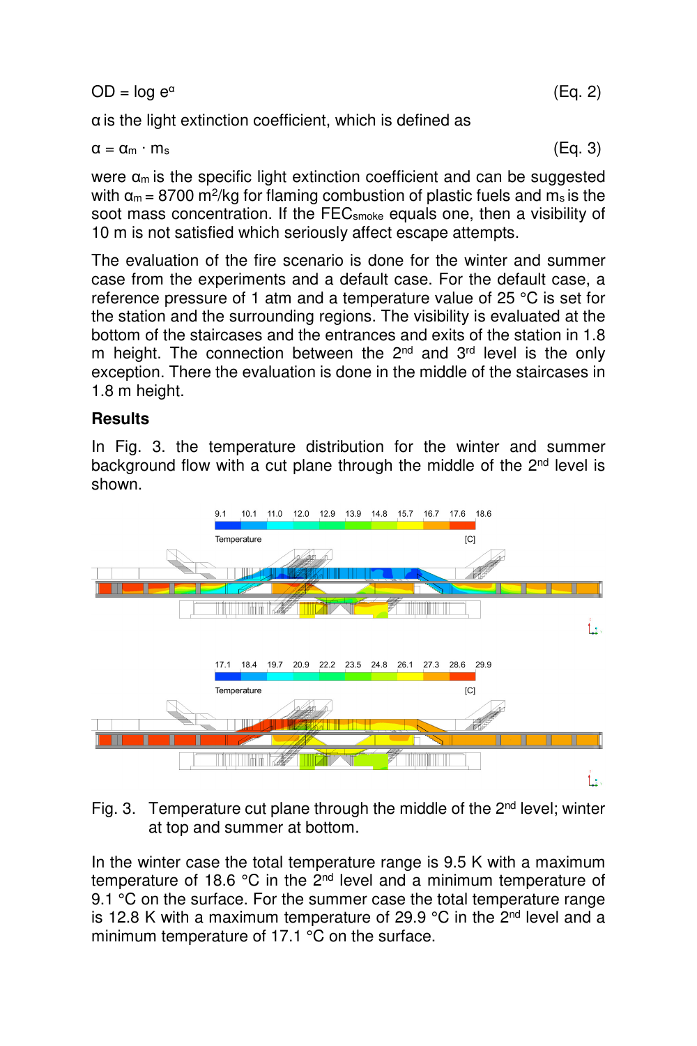$$OD = \log e^{\alpha} \qquad \text{(Eq. 2)}$$

$\alpha$ is the light extinction coefficient, which is defined as

$$\alpha = \alpha_m \cdot m_s \qquad \text{(Eq. 3)}$$

were $\alpha_m$ is the specific light extinction coefficient and can be suggested with $\alpha_m = 8700\ m^2/kg$ for flaming combustion of plastic fuels and $m_s$ is the soot mass concentration. If the $FEC_{smoke}$ equals one, then a visibility of 10 m is not satisfied which seriously affect escape attempts.

The evaluation of the fire scenario is done for the winter and summer case from the experiments and a default case. For the default case, a reference pressure of 1 atm and a temperature value of 25 °C is set for the station and the surrounding regions. The visibility is evaluated at the bottom of the staircases and the entrances and exits of the station in 1.8 m height. The connection between the 2nd and 3rd level is the only exception. There the evaluation is done in the middle of the staircases in 1.8 m height.

## Results

In Fig. 3. the temperature distribution for the winter and summer background flow with a cut plane through the middle of the 2nd level is shown.

Fig. 3. Temperature cut plane through the middle of the 2nd level; winter at top and summer at bottom.

In the winter case the total temperature range is 9.5 K with a maximum temperature of 18.6 °C in the 2nd level and a minimum temperature of 9.1 °C on the surface. For the summer case the total temperature range is 12.8 K with a maximum temperature of 29.9 °C in the 2nd level and a minimum temperature of 17.1 °C on the surface.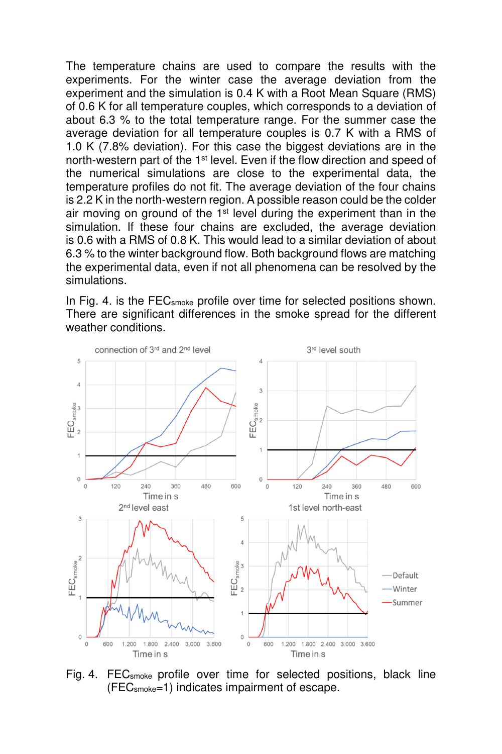The temperature chains are used to compare the results with the experiments. For the winter case the average deviation from the experiment and the simulation is 0.4 K with a Root Mean Square (RMS) of 0.6 K for all temperature couples, which corresponds to a deviation of about 6.3 % to the total temperature range. For the summer case the average deviation for all temperature couples is 0.7 K with a RMS of 1.0 K (7.8% deviation). For this case the biggest deviations are in the north-western part of the 1st level. Even if the flow direction and speed of the numerical simulations are close to the experimental data, the temperature profiles do not fit. The average deviation of the four chains is 2.2 K in the north-western region. A possible reason could be the colder air moving on ground of the 1st level during the experiment than in the simulation. If these four chains are excluded, the average deviation is 0.6 with a RMS of 0.8 K. This would lead to a similar deviation of about 6.3 % to the winter background flow. Both background flows are matching the experimental data, even if not all phenomena can be resolved by the simulations.

In Fig. 4. is the $FEC_{smoke}$ profile over time for selected positions shown. There are significant differences in the smoke spread for the different weather conditions.

Fig. 4. $FEC_{smoke}$ profile over time for selected positions, black line ($FEC_{smoke}$=1) indicates impairment of escape.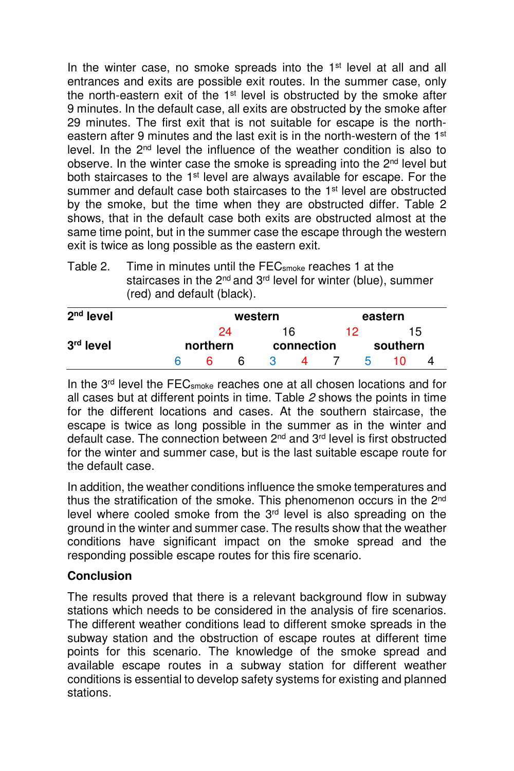In the winter case, no smoke spreads into the 1st level at all and all entrances and exits are possible exit routes. In the summer case, only the north-eastern exit of the 1st level is obstructed by the smoke after 9 minutes. In the default case, all exits are obstructed by the smoke after 29 minutes. The first exit that is not suitable for escape is the north-eastern after 9 minutes and the last exit is in the north-western of the 1st level. In the 2nd level the influence of the weather condition is also to observe. In the winter case the smoke is spreading into the 2nd level but both staircases to the 1st level are always available for escape. For the summer and default case both staircases to the 1st level are obstructed by the smoke, but the time when they are obstructed differ. Table 2 shows, that in the default case both exits are obstructed almost at the same time point, but in the summer case the escape through the western exit is twice as long possible as the eastern exit.

Table 2. Time in minutes until the $FEC_{smoke}$ reaches 1 at the staircases in the 2nd and 3rd level for winter (blue), summer (red) and default (black).

| **2nd level** | | | **western** | | | | | **eastern** | |
|---|---|---|---|---|---|---|---|---|---|
| | | | 24 | | 16 | | 12 | | 15 |
| **3rd level** | **northern** | | | **connection** | | | **southern** | | |
| | 6 | 6 | 6 | 3 | 4 | 7 | 5 | 10 | 4 |

In the 3rd level the $FEC_{smoke}$ reaches one at all chosen locations and for all cases but at different points in time. Table *2* shows the points in time for the different locations and cases. At the southern staircase, the escape is twice as long possible in the summer as in the winter and default case. The connection between 2nd and 3rd level is first obstructed for the winter and summer case, but is the last suitable escape route for the default case.

In addition, the weather conditions influence the smoke temperatures and thus the stratification of the smoke. This phenomenon occurs in the 2nd level where cooled smoke from the 3rd level is also spreading on the ground in the winter and summer case. The results show that the weather conditions have significant impact on the smoke spread and the responding possible escape routes for this fire scenario.

## Conclusion

The results proved that there is a relevant background flow in subway stations which needs to be considered in the analysis of fire scenarios. The different weather conditions lead to different smoke spreads in the subway station and the obstruction of escape routes at different time points for this scenario. The knowledge of the smoke spread and available escape routes in a subway station for different weather conditions is essential to develop safety systems for existing and planned stations.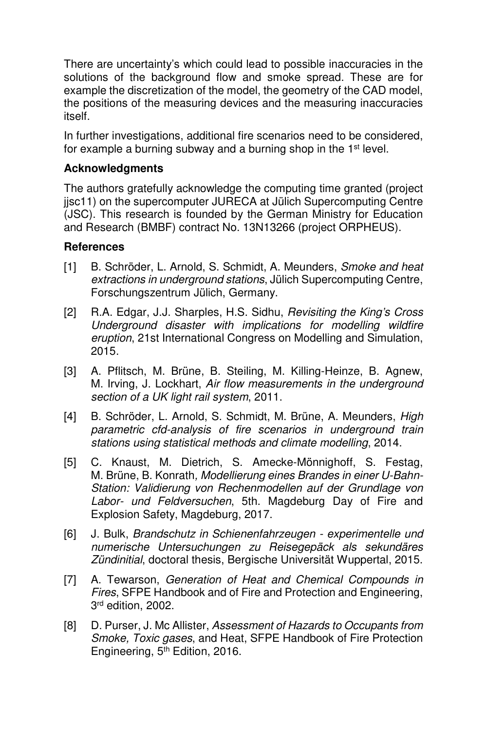There are uncertainty's which could lead to possible inaccuracies in the solutions of the background flow and smoke spread. These are for example the discretization of the model, the geometry of the CAD model, the positions of the measuring devices and the measuring inaccuracies itself.

In further investigations, additional fire scenarios need to be considered, for example a burning subway and a burning shop in the 1st level.

### Acknowledgments

The authors gratefully acknowledge the computing time granted (project jjsc11) on the supercomputer JURECA at Jülich Supercomputing Centre (JSC). This research is founded by the German Ministry for Education and Research (BMBF) contract No. 13N13266 (project ORPHEUS).

### References

[1] B. Schröder, L. Arnold, S. Schmidt, A. Meunders, *Smoke and heat extractions in underground stations*, Jülich Supercomputing Centre, Forschungszentrum Jülich, Germany.

[2] R.A. Edgar, J.J. Sharples, H.S. Sidhu, *Revisiting the King's Cross Underground disaster with implications for modelling wildfire eruption*, 21st International Congress on Modelling and Simulation, 2015.

[3] A. Pflitsch, M. Brüne, B. Steiling, M. Killing-Heinze, B. Agnew, M. Irving, J. Lockhart, *Air flow measurements in the underground section of a UK light rail system*, 2011.

[4] B. Schröder, L. Arnold, S. Schmidt, M. Brüne, A. Meunders, *High parametric cfd-analysis of fire scenarios in underground train stations using statistical methods and climate modelling*, 2014.

[5] C. Knaust, M. Dietrich, S. Amecke-Mönnighoff, S. Festag, M. Brüne, B. Konrath*, Modellierung eines Brandes in einer U-Bahn-Station: Validierung von Rechenmodellen auf der Grundlage von Labor- und Feldversuchen*, 5th. Magdeburg Day of Fire and Explosion Safety, Magdeburg, 2017.

[6] J. Bulk, *Brandschutz in Schienenfahrzeugen - experimentelle und numerische Untersuchungen zu Reisegepäck als sekundäres Zündinitial*, doctoral thesis, Bergische Universität Wuppertal, 2015.

[7] A. Tewarson, *Generation of Heat and Chemical Compounds in Fires*, SFPE Handbook and of Fire and Protection and Engineering, 3rd edition, 2002.

[8] D. Purser, J. Mc Allister, *Assessment of Hazards to Occupants from Smoke, Toxic gases*, and Heat, SFPE Handbook of Fire Protection Engineering, 5th Edition, 2016.